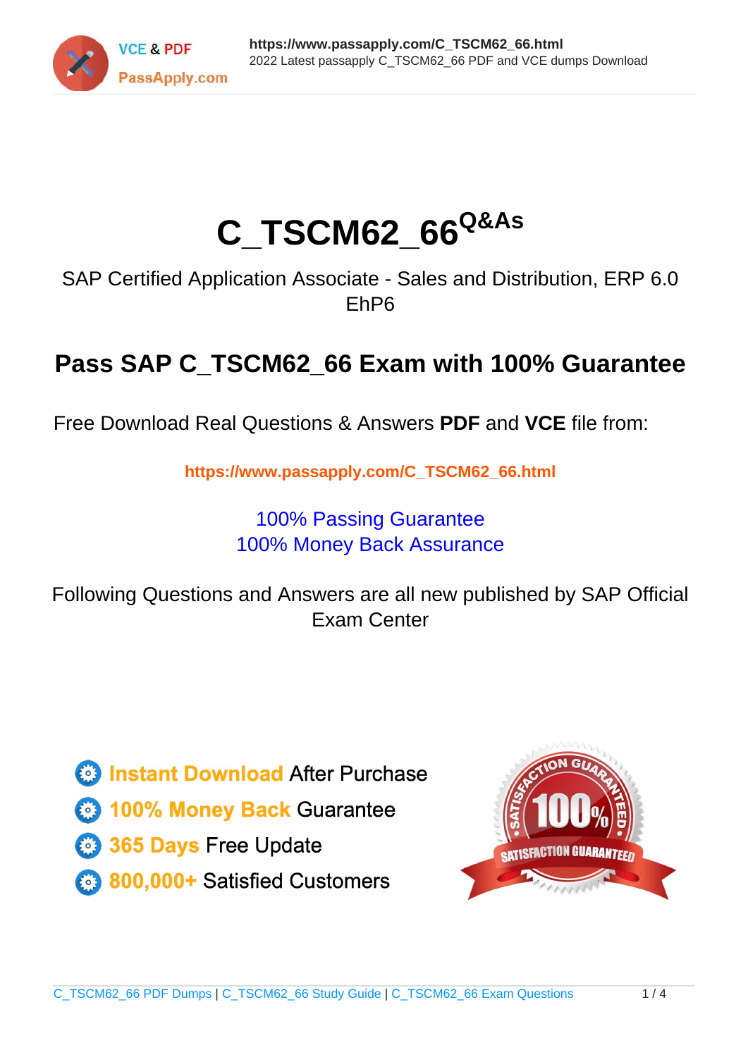# C_TSCM62_66[Q&As]

SAP Certified Application Associate - Sales and Distribution, ERP 6.0 EhP6

## Pass SAP C_TSCM62_66 Exam with 100% Guarantee

Free Download Real Questions & Answers **PDF** and **VCE** file from:

**https://www.passapply.com/C_TSCM62_66.html**

100% Passing Guarantee
100% Money Back Assurance

Following Questions and Answers are all new published by SAP Official Exam Center

- **Instant Download** After Purchase
- **100% Money Back** Guarantee
- **365 Days** Free Update
- **800,000+** Satisfied Customers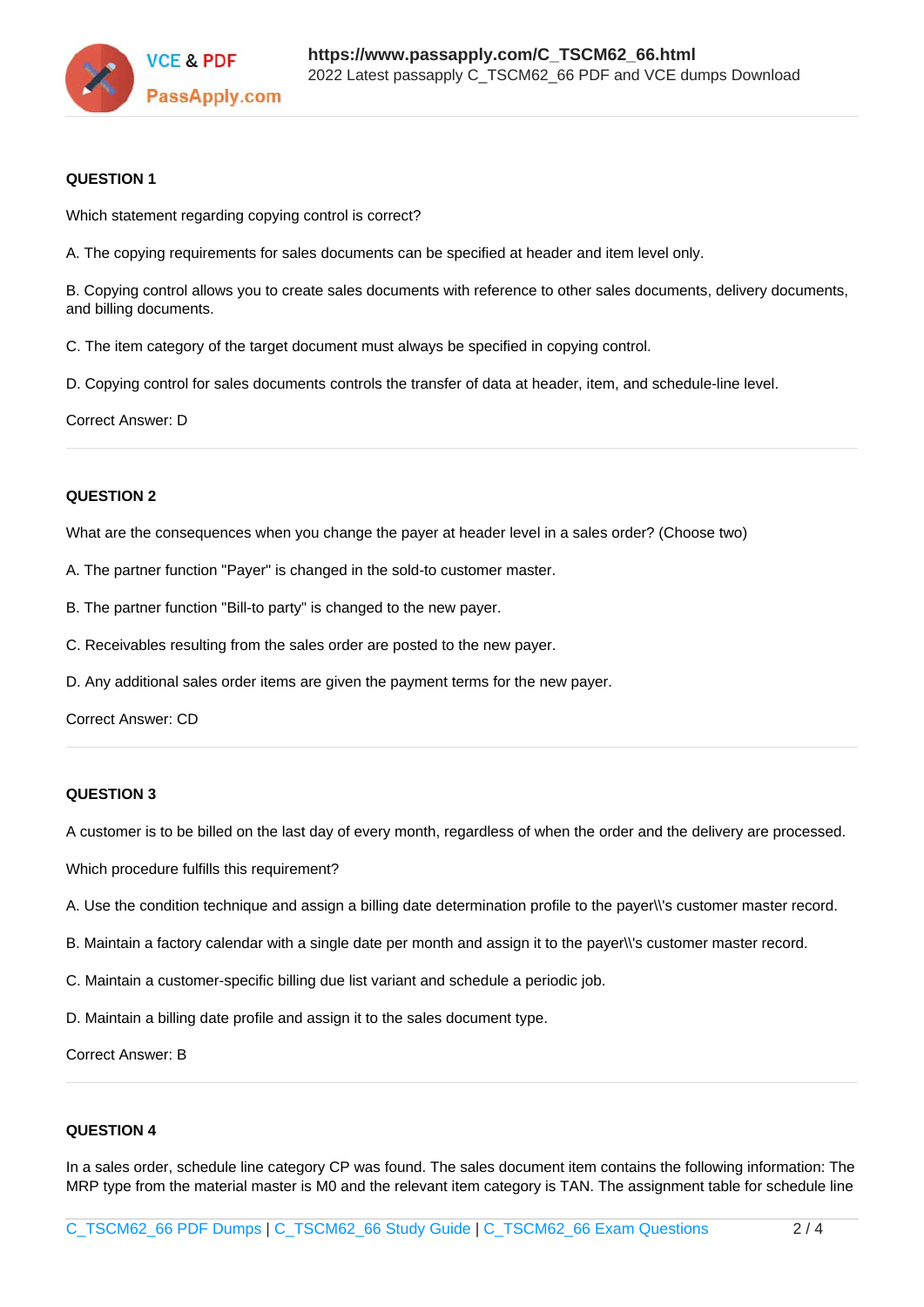**QUESTION 1**

Which statement regarding copying control is correct?

A. The copying requirements for sales documents can be specified at header and item level only.

B. Copying control allows you to create sales documents with reference to other sales documents, delivery documents, and billing documents.

C. The item category of the target document must always be specified in copying control.

D. Copying control for sales documents controls the transfer of data at header, item, and schedule-line level.

Correct Answer: D

---

**QUESTION 2**

What are the consequences when you change the payer at header level in a sales order? (Choose two)

A. The partner function "Payer" is changed in the sold-to customer master.

B. The partner function "Bill-to party" is changed to the new payer.

C. Receivables resulting from the sales order are posted to the new payer.

D. Any additional sales order items are given the payment terms for the new payer.

Correct Answer: CD

---

**QUESTION 3**

A customer is to be billed on the last day of every month, regardless of when the order and the delivery are processed.

Which procedure fulfills this requirement?

A. Use the condition technique and assign a billing date determination profile to the payer\\'s customer master record.

B. Maintain a factory calendar with a single date per month and assign it to the payer\\'s customer master record.

C. Maintain a customer-specific billing due list variant and schedule a periodic job.

D. Maintain a billing date profile and assign it to the sales document type.

Correct Answer: B

---

**QUESTION 4**

In a sales order, schedule line category CP was found. The sales document item contains the following information: The MRP type from the material master is M0 and the relevant item category is TAN. The assignment table for schedule line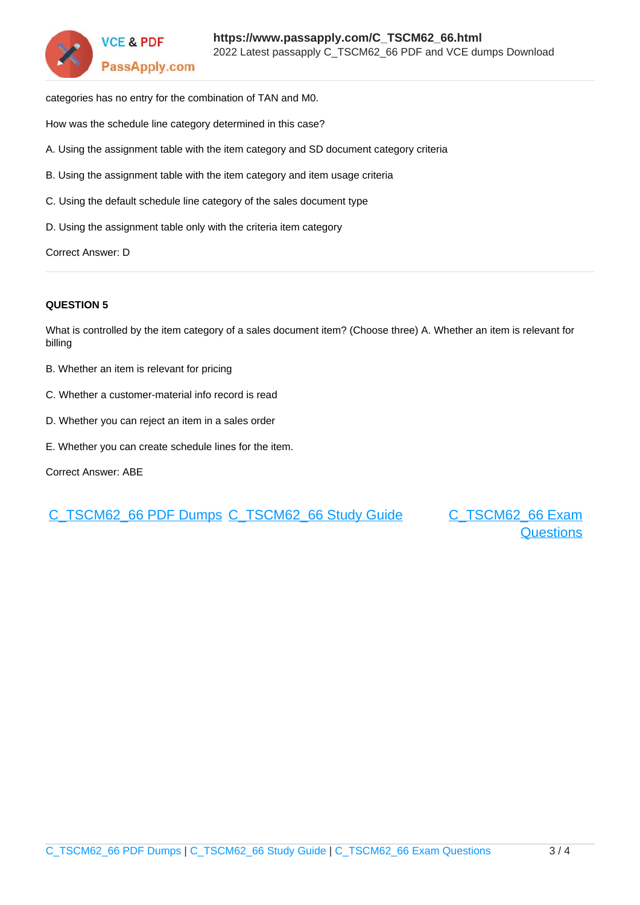categories has no entry for the combination of TAN and M0.

How was the schedule line category determined in this case?

A. Using the assignment table with the item category and SD document category criteria

B. Using the assignment table with the item category and item usage criteria

C. Using the default schedule line category of the sales document type

D. Using the assignment table only with the criteria item category

Correct Answer: D

---

**QUESTION 5**

What is controlled by the item category of a sales document item? (Choose three) A. Whether an item is relevant for billing

B. Whether an item is relevant for pricing

C. Whether a customer-material info record is read

D. Whether you can reject an item in a sales order

E. Whether you can create schedule lines for the item.

Correct Answer: ABE

C_TSCM62_66 PDF Dumps C_TSCM62_66 Study Guide C_TSCM62_66 Exam Questions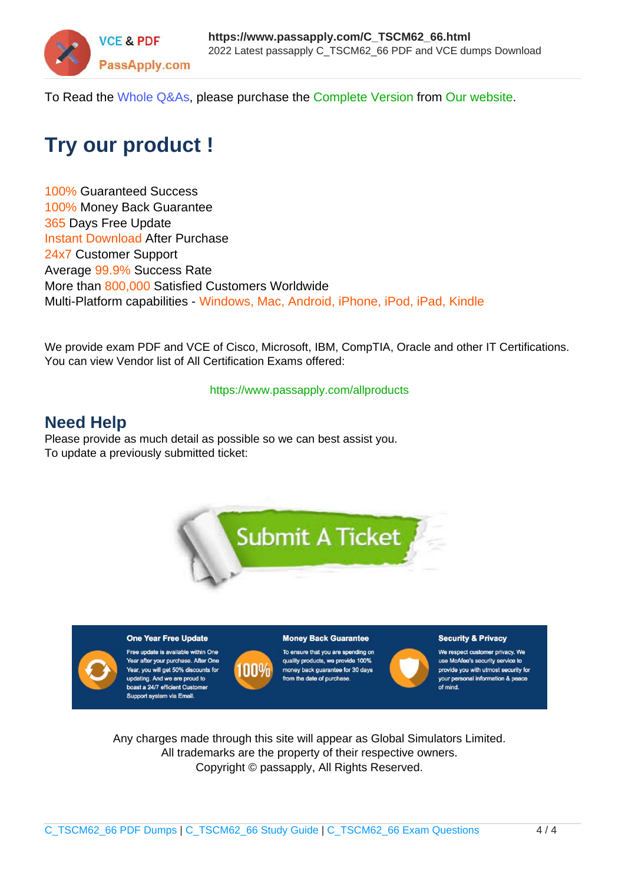To Read the Whole Q&As, please purchase the Complete Version from Our website.

# Try our product !

100% Guaranteed Success
100% Money Back Guarantee
365 Days Free Update
Instant Download After Purchase
24x7 Customer Support
Average 99.9% Success Rate
More than 800,000 Satisfied Customers Worldwide
Multi-Platform capabilities - Windows, Mac, Android, iPhone, iPod, iPad, Kindle

We provide exam PDF and VCE of Cisco, Microsoft, IBM, CompTIA, Oracle and other IT Certifications.
You can view Vendor list of All Certification Exams offered:

https://www.passapply.com/allproducts

## Need Help

Please provide as much detail as possible so we can best assist you.
To update a previously submitted ticket:

Submit A Ticket

**One Year Free Update**
Free update is available within One Year after your purchase. After One Year, you will get 50% discounts for updating. And we are proud to boast a 24/7 efficient Customer Support system via Email.

**Money Back Guarantee**
To ensure that you are spending on quality products, we provide 100% money back guarantee for 30 days from the date of purchase.

**Security & Privacy**
We respect customer privacy. We use McAfee's security service to provide you with utmost security for your personal information & peace of mind.

Any charges made through this site will appear as Global Simulators Limited.
All trademarks are the property of their respective owners.
Copyright © passapply, All Rights Reserved.